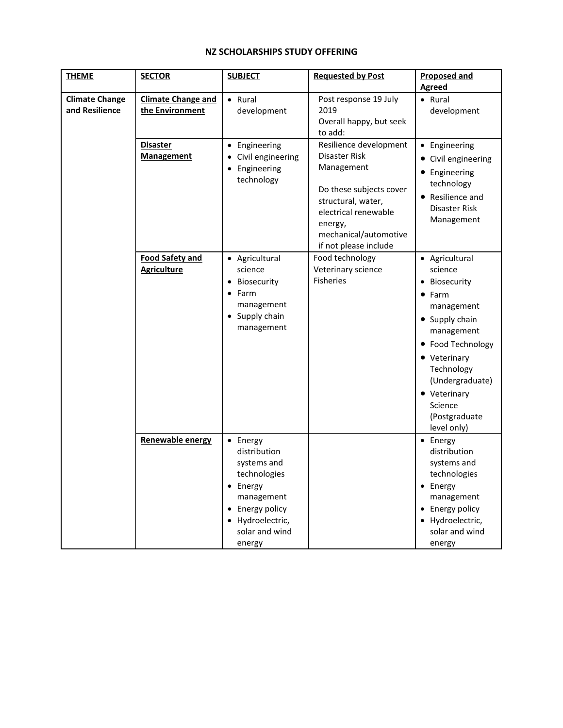# NZ SCHOLARSHIPS STUDY OFFERING

| THEME | SECTOR | SUBJECT | Requested by Post | Proposed and Agreed |
|---|---|---|---|---|
| **Climate Change and Resilience** | **Climate Change and the Environment** | • Rural development | Post response 19 July 2019<br>Overall happy, but seek to add: | • Rural development |
| | **Disaster Management** | • Engineering<br>• Civil engineering<br>• Engineering technology | Resilience development<br>Disaster Risk Management<br><br>Do these subjects cover structural, water, electrical renewable energy, mechanical/automotive if not please include | • Engineering<br>• Civil engineering<br>• Engineering technology<br>• Resilience and Disaster Risk Management |
| | **Food Safety and Agriculture** | • Agricultural science<br>• Biosecurity<br>• Farm management<br>• Supply chain management | Food technology<br>Veterinary science<br>Fisheries | • Agricultural science<br>• Biosecurity<br>• Farm management<br>• Supply chain management<br>• Food Technology<br>• Veterinary Technology (Undergraduate)<br>• Veterinary Science (Postgraduate level only) |
| | **Renewable energy** | • Energy distribution systems and technologies<br>• Energy management<br>• Energy policy<br>• Hydroelectric, solar and wind energy | | • Energy distribution systems and technologies<br>• Energy management<br>• Energy policy<br>• Hydroelectric, solar and wind energy |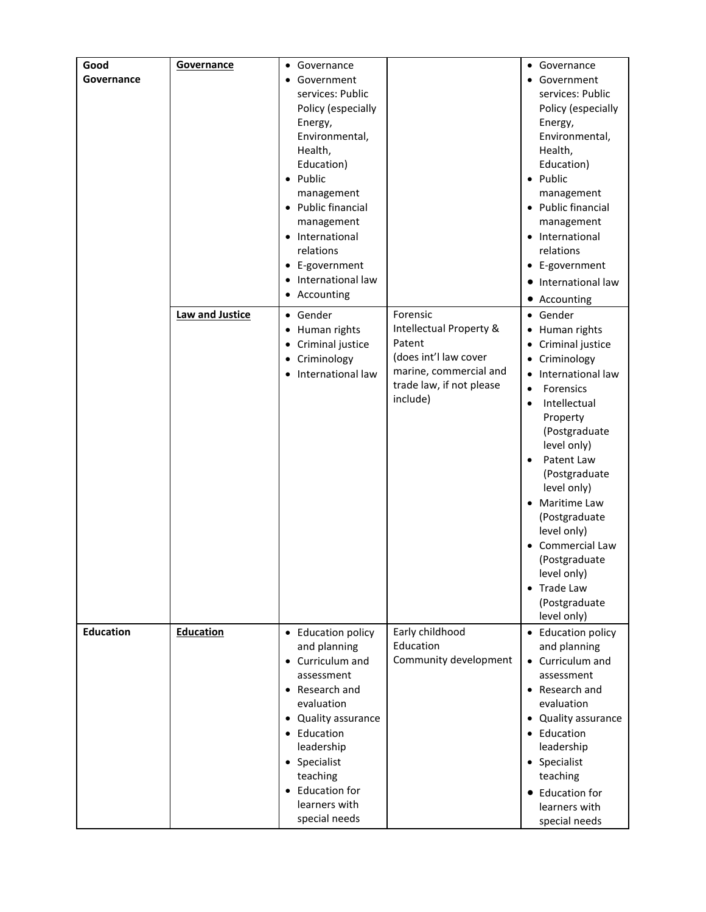| | | | | |
|---|---|---|---|---|
| **Good Governance** | **Governance** | • Governance<br>• Government services: Public Policy (especially Energy, Environmental, Health, Education)<br>• Public management<br>• Public financial management<br>• International relations<br>• E-government<br>• International law<br>• Accounting | | • Governance<br>• Government services: Public Policy (especially Energy, Environmental, Health, Education)<br>• Public management<br>• Public financial management<br>• International relations<br>• E-government<br>• International law<br>• Accounting |
| | **Law and Justice** | • Gender<br>• Human rights<br>• Criminal justice<br>• Criminology<br>• International law | Forensic<br>Intellectual Property & Patent<br>(does int'l law cover marine, commercial and trade law, if not please include) | • Gender<br>• Human rights<br>• Criminal justice<br>• Criminology<br>• International law<br>• Forensics<br>• Intellectual Property (Postgraduate level only)<br>• Patent Law (Postgraduate level only)<br>• Maritime Law (Postgraduate level only)<br>• Commercial Law (Postgraduate level only)<br>• Trade Law (Postgraduate level only) |
| **Education** | **Education** | • Education policy and planning<br>• Curriculum and assessment<br>• Research and evaluation<br>• Quality assurance<br>• Education leadership<br>• Specialist teaching<br>• Education for learners with special needs | Early childhood Education<br>Community development | • Education policy and planning<br>• Curriculum and assessment<br>• Research and evaluation<br>• Quality assurance<br>• Education leadership<br>• Specialist teaching<br>• Education for learners with special needs |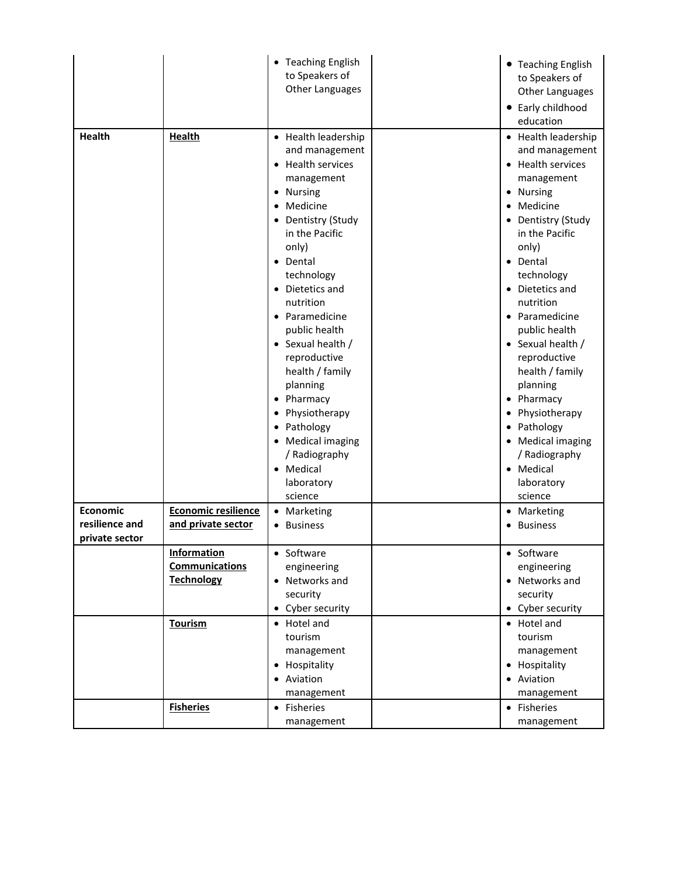| | | | | |
|---|---|---|---|---|
| | | • Teaching English to Speakers of Other Languages | | • Teaching English to Speakers of Other Languages<br>• Early childhood education |
| **Health** | **Health** | • Health leadership and management<br>• Health services management<br>• Nursing<br>• Medicine<br>• Dentistry (Study in the Pacific only)<br>• Dental technology<br>• Dietetics and nutrition<br>• Paramedicine public health<br>• Sexual health / reproductive health / family planning<br>• Pharmacy<br>• Physiotherapy<br>• Pathology<br>• Medical imaging / Radiography<br>• Medical laboratory science | | • Health leadership and management<br>• Health services management<br>• Nursing<br>• Medicine<br>• Dentistry (Study in the Pacific only)<br>• Dental technology<br>• Dietetics and nutrition<br>• Paramedicine public health<br>• Sexual health / reproductive health / family planning<br>• Pharmacy<br>• Physiotherapy<br>• Pathology<br>• Medical imaging / Radiography<br>• Medical laboratory science |
| **Economic resilience and private sector** | **Economic resilience and private sector** | • Marketing<br>• Business | | • Marketing<br>• Business |
| | **Information Communications Technology** | • Software engineering<br>• Networks and security<br>• Cyber security | | • Software engineering<br>• Networks and security<br>• Cyber security |
| | **Tourism** | • Hotel and tourism management<br>• Hospitality<br>• Aviation management | | • Hotel and tourism management<br>• Hospitality<br>• Aviation management |
| | **Fisheries** | • Fisheries management | | • Fisheries management |